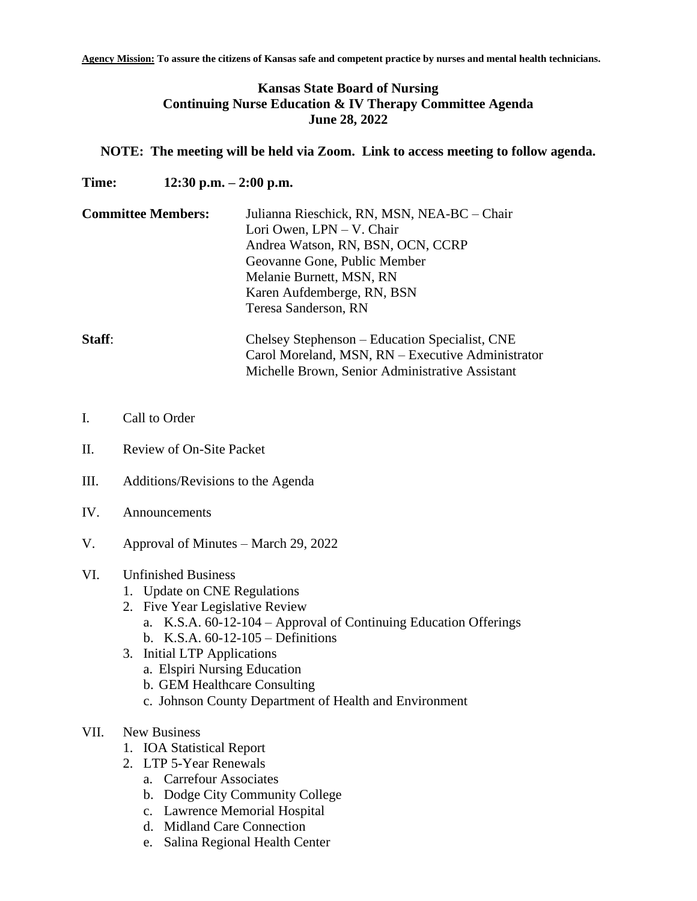**Agency Mission:** **To assure the citizens of Kansas safe and competent practice by nurses and mental health technicians.**

# Kansas State Board of Nursing
## Continuing Nurse Education & IV Therapy Committee Agenda
## June 28, 2022

**NOTE: The meeting will be held via Zoom. Link to access meeting to follow agenda.**

**Time:** **12:30 p.m. – 2:00 p.m.**

**Committee Members:**
Julianna Rieschick, RN, MSN, NEA-BC – Chair
Lori Owen, LPN – V. Chair
Andrea Watson, RN, BSN, OCN, CCRP
Geovanne Gone, Public Member
Melanie Burnett, MSN, RN
Karen Aufdemberge, RN, BSN
Teresa Sanderson, RN

**Staff**:
Chelsey Stephenson – Education Specialist, CNE
Carol Moreland, MSN, RN – Executive Administrator
Michelle Brown, Senior Administrative Assistant

I. Call to Order

II. Review of On-Site Packet

III. Additions/Revisions to the Agenda

IV. Announcements

V. Approval of Minutes – March 29, 2022

VI. Unfinished Business
   1. Update on CNE Regulations
   2. Five Year Legislative Review
      a. K.S.A. 60-12-104 – Approval of Continuing Education Offerings
      b. K.S.A. 60-12-105 – Definitions
   3. Initial LTP Applications
      a. Elspiri Nursing Education
      b. GEM Healthcare Consulting
      c. Johnson County Department of Health and Environment

VII. New Business
   1. IOA Statistical Report
   2. LTP 5-Year Renewals
      a. Carrefour Associates
      b. Dodge City Community College
      c. Lawrence Memorial Hospital
      d. Midland Care Connection
      e. Salina Regional Health Center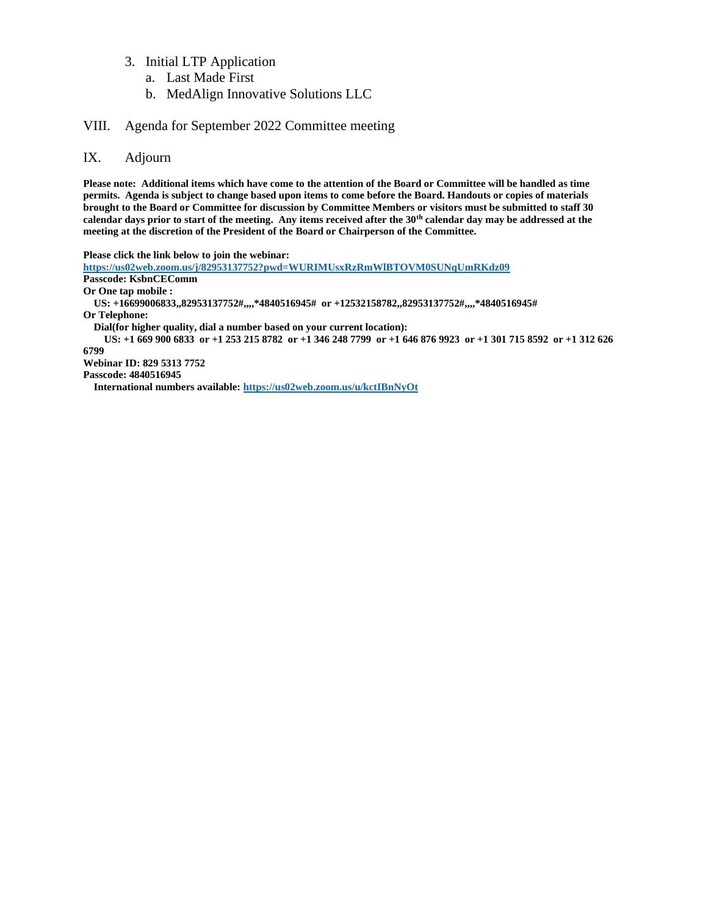3. Initial LTP Application
   a. Last Made First
   b. MedAlign Innovative Solutions LLC

VIII. Agenda for September 2022 Committee meeting

IX. Adjourn

**Please note: Additional items which have come to the attention of the Board or Committee will be handled as time permits. Agenda is subject to change based upon items to come before the Board. Handouts or copies of materials brought to the Board or Committee for discussion by Committee Members or visitors must be submitted to staff 30 calendar days prior to start of the meeting. Any items received after the 30th calendar day may be addressed at the meeting at the discretion of the President of the Board or Chairperson of the Committee.**

**Please click the link below to join the webinar:**
**https://us02web.zoom.us/j/82953137752?pwd=WURIMUsxRzRmWlBTOVM0SUNqUmRKdz09**
**Passcode: KsbnCEComm**
**Or One tap mobile :**
**US: +16699006833,,82953137752#,,,,*4840516945# or +12532158782,,82953137752#,,,,*4840516945#**
**Or Telephone:**
**Dial(for higher quality, dial a number based on your current location):**
**US: +1 669 900 6833 or +1 253 215 8782 or +1 346 248 7799 or +1 646 876 9923 or +1 301 715 8592 or +1 312 626 6799**
**Webinar ID: 829 5313 7752**
**Passcode: 4840516945**
**International numbers available: https://us02web.zoom.us/u/kctIBnNyOt**